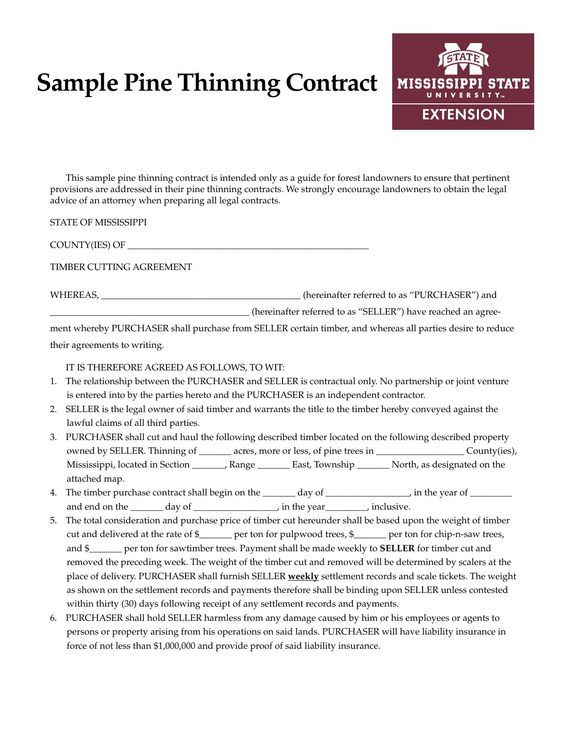# Sample Pine Thinning Contract

This sample pine thinning contract is intended only as a guide for forest landowners to ensure that pertinent provisions are addressed in their pine thinning contracts. We strongly encourage landowners to obtain the legal advice of an attorney when preparing all legal contracts.

STATE OF MISSISSIPPI

COUNTY(IES) OF ____________________________________________________

TIMBER CUTTING AGREEMENT

WHEREAS, ___________________________________________ (hereinafter referred to as "PURCHASER") and ___________________________________________ (hereinafter referred to as "SELLER") have reached an agreement whereby PURCHASER shall purchase from SELLER certain timber, and whereas all parties desire to reduce their agreements to writing.

IT IS THEREFORE AGREED AS FOLLOWS, TO WIT:

1. The relationship between the PURCHASER and SELLER is contractual only. No partnership or joint venture is entered into by the parties hereto and the PURCHASER is an independent contractor.
2. SELLER is the legal owner of said timber and warrants the title to the timber hereby conveyed against the lawful claims of all third parties.
3. PURCHASER shall cut and haul the following described timber located on the following described property owned by SELLER. Thinning of _______ acres, more or less, of pine trees in __________________ County(ies), Mississippi, located in Section _______, Range _______ East, Township _______ North, as designated on the attached map.
4. The timber purchase contract shall begin on the _______ day of _________________, in the year of _________ and end on the _______ day of _________________, in the year_________, inclusive.
5. The total consideration and purchase price of timber cut hereunder shall be based upon the weight of timber cut and delivered at the rate of $_______ per ton for pulpwood trees, $_______ per ton for chip-n-saw trees, and $_______ per ton for sawtimber trees. Payment shall be made weekly to **SELLER** for timber cut and removed the preceding week. The weight of the timber cut and removed will be determined by scalers at the place of delivery. PURCHASER shall furnish SELLER **weekly** settlement records and scale tickets. The weight as shown on the settlement records and payments therefore shall be binding upon SELLER unless contested within thirty (30) days following receipt of any settlement records and payments.
6. PURCHASER shall hold SELLER harmless from any damage caused by him or his employees or agents to persons or property arising from his operations on said lands. PURCHASER will have liability insurance in force of not less than $1,000,000 and provide proof of said liability insurance.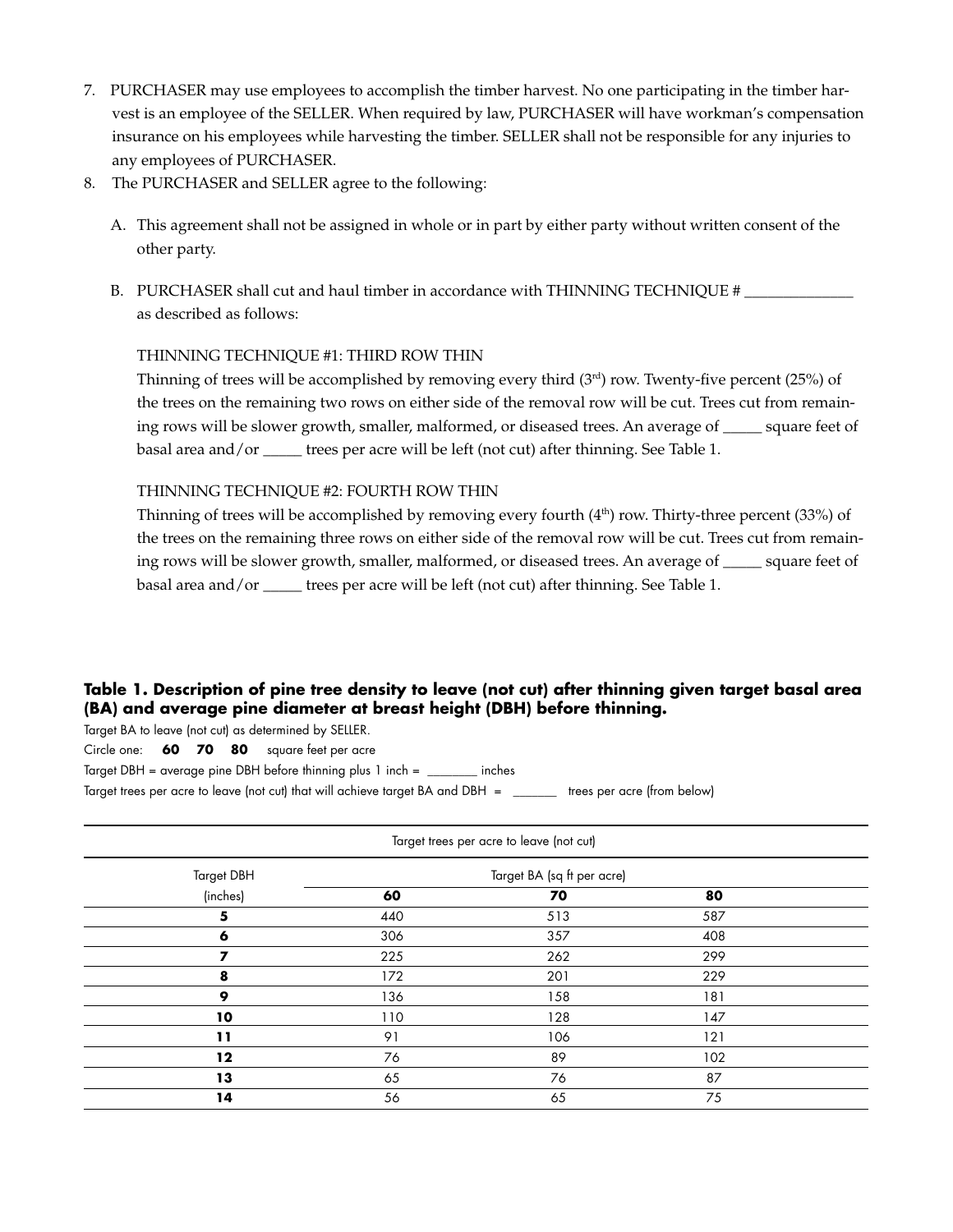7. PURCHASER may use employees to accomplish the timber harvest. No one participating in the timber harvest is an employee of the SELLER. When required by law, PURCHASER will have workman's compensation insurance on his employees while harvesting the timber. SELLER shall not be responsible for any injuries to any employees of PURCHASER.
8. The PURCHASER and SELLER agree to the following:

   A. This agreement shall not be assigned in whole or in part by either party without written consent of the other party.

   B. PURCHASER shall cut and haul timber in accordance with THINNING TECHNIQUE # _______________ as described as follows:

   THINNING TECHNIQUE #1: THIRD ROW THIN

   Thinning of trees will be accomplished by removing every third (3rd) row. Twenty-five percent (25%) of the trees on the remaining two rows on either side of the removal row will be cut. Trees cut from remaining rows will be slower growth, smaller, malformed, or diseased trees. An average of _____ square feet of basal area and/or _____ trees per acre will be left (not cut) after thinning. See Table 1.

   THINNING TECHNIQUE #2: FOURTH ROW THIN

   Thinning of trees will be accomplished by removing every fourth (4th) row. Thirty-three percent (33%) of the trees on the remaining three rows on either side of the removal row will be cut. Trees cut from remaining rows will be slower growth, smaller, malformed, or diseased trees. An average of _____ square feet of basal area and/or _____ trees per acre will be left (not cut) after thinning. See Table 1.

**Table 1. Description of pine tree density to leave (not cut) after thinning given target basal area (BA) and average pine diameter at breast height (DBH) before thinning.**

Target BA to leave (not cut) as determined by SELLER.

Circle one: **60 70 80** square feet per acre

Target DBH = average pine DBH before thinning plus 1 inch = ________ inches

Target trees per acre to leave (not cut) that will achieve target BA and DBH = _______ trees per acre (from below)

| Target trees per acre to leave (not cut) | | | |
|---|---|---|---|
| Target DBH | Target BA (sq ft per acre) | | |
| (inches) | **60** | **70** | **80** |
| **5** | 440 | 513 | 587 |
| **6** | 306 | 357 | 408 |
| **7** | 225 | 262 | 299 |
| **8** | 172 | 201 | 229 |
| **9** | 136 | 158 | 181 |
| **10** | 110 | 128 | 147 |
| **11** | 91 | 106 | 121 |
| **12** | 76 | 89 | 102 |
| **13** | 65 | 76 | 87 |
| **14** | 56 | 65 | 75 |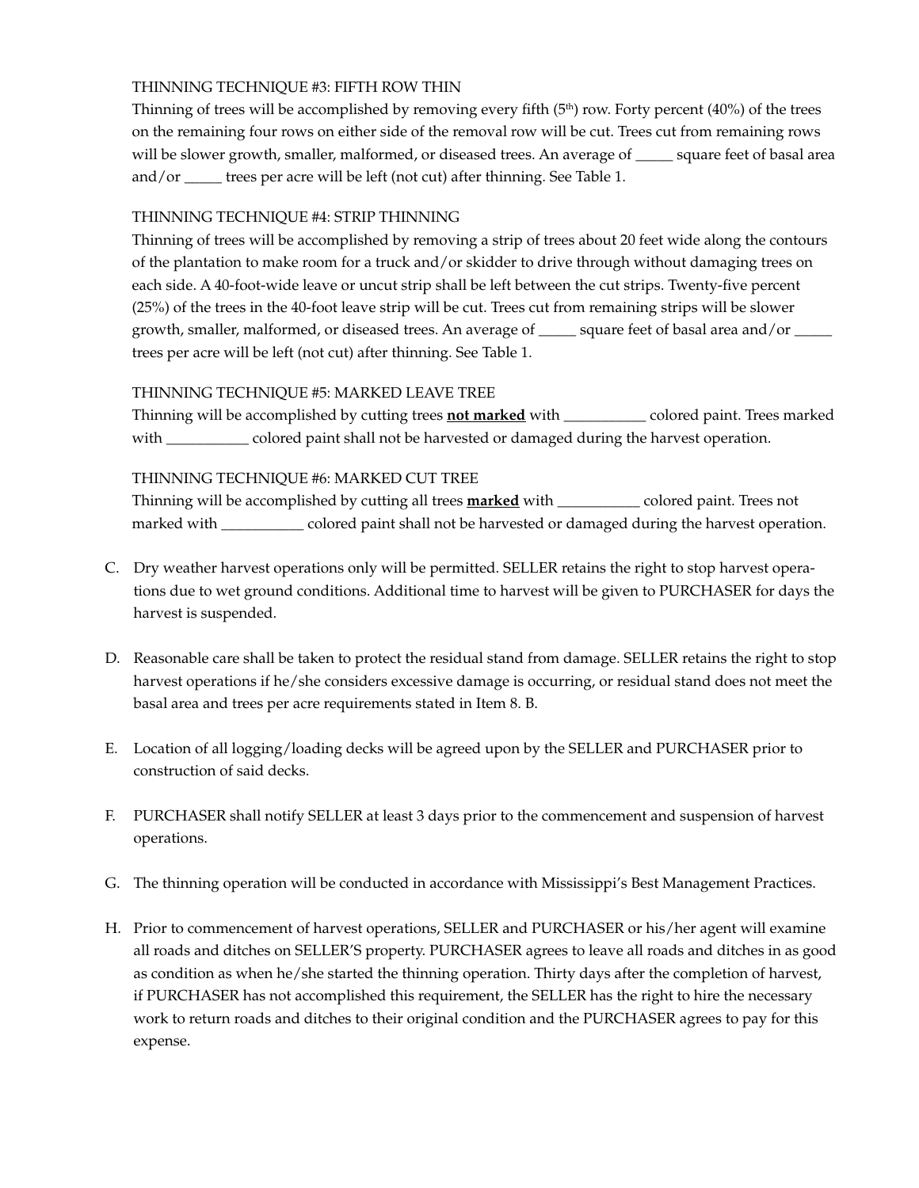THINNING TECHNIQUE #3: FIFTH ROW THIN

Thinning of trees will be accomplished by removing every fifth (5th) row. Forty percent (40%) of the trees on the remaining four rows on either side of the removal row will be cut. Trees cut from remaining rows will be slower growth, smaller, malformed, or diseased trees. An average of _____ square feet of basal area and/or _____ trees per acre will be left (not cut) after thinning. See Table 1.

THINNING TECHNIQUE #4: STRIP THINNING

Thinning of trees will be accomplished by removing a strip of trees about 20 feet wide along the contours of the plantation to make room for a truck and/or skidder to drive through without damaging trees on each side. A 40-foot-wide leave or uncut strip shall be left between the cut strips. Twenty-five percent (25%) of the trees in the 40-foot leave strip will be cut. Trees cut from remaining strips will be slower growth, smaller, malformed, or diseased trees. An average of _____ square feet of basal area and/or _____ trees per acre will be left (not cut) after thinning. See Table 1.

THINNING TECHNIQUE #5: MARKED LEAVE TREE

Thinning will be accomplished by cutting trees **not marked** with ___________ colored paint. Trees marked with ___________ colored paint shall not be harvested or damaged during the harvest operation.

THINNING TECHNIQUE #6: MARKED CUT TREE

Thinning will be accomplished by cutting all trees **marked** with ___________ colored paint. Trees not marked with ___________ colored paint shall not be harvested or damaged during the harvest operation.

C. Dry weather harvest operations only will be permitted. SELLER retains the right to stop harvest operations due to wet ground conditions. Additional time to harvest will be given to PURCHASER for days the harvest is suspended.

D. Reasonable care shall be taken to protect the residual stand from damage. SELLER retains the right to stop harvest operations if he/she considers excessive damage is occurring, or residual stand does not meet the basal area and trees per acre requirements stated in Item 8. B.

E. Location of all logging/loading decks will be agreed upon by the SELLER and PURCHASER prior to construction of said decks.

F. PURCHASER shall notify SELLER at least 3 days prior to the commencement and suspension of harvest operations.

G. The thinning operation will be conducted in accordance with Mississippi's Best Management Practices.

H. Prior to commencement of harvest operations, SELLER and PURCHASER or his/her agent will examine all roads and ditches on SELLER'S property. PURCHASER agrees to leave all roads and ditches in as good as condition as when he/she started the thinning operation. Thirty days after the completion of harvest, if PURCHASER has not accomplished this requirement, the SELLER has the right to hire the necessary work to return roads and ditches to their original condition and the PURCHASER agrees to pay for this expense.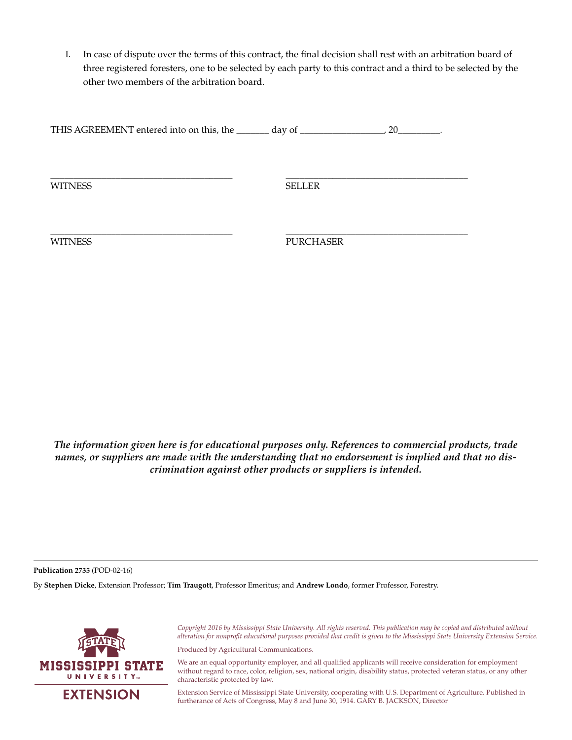I. In case of dispute over the terms of this contract, the final decision shall rest with an arbitration board of three registered foresters, one to be selected by each party to this contract and a third to be selected by the other two members of the arbitration board.

THIS AGREEMENT entered into on this, the _______ day of _________________, 20________.

| | |
|---|---|
| ______________________________________ | ______________________________________ |
| WITNESS | SELLER |
| ______________________________________ | ______________________________________ |
| WITNESS | PURCHASER |

***The information given here is for educational purposes only. References to commercial products, trade names, or suppliers are made with the understanding that no endorsement is implied and that no discrimination against other products or suppliers is intended.***

---

**Publication 2735** (POD-02-16)

By **Stephen Dicke**, Extension Professor; **Tim Traugott**, Professor Emeritus; and **Andrew Londo**, former Professor, Forestry.

MISSISSIPPI STATE UNIVERSITY EXTENSION

*Copyright 2016 by Mississippi State University. All rights reserved. This publication may be copied and distributed without alteration for nonprofit educational purposes provided that credit is given to the Mississippi State University Extension Service.*

Produced by Agricultural Communications.

We are an equal opportunity employer, and all qualified applicants will receive consideration for employment without regard to race, color, religion, sex, national origin, disability status, protected veteran status, or any other characteristic protected by law.

Extension Service of Mississippi State University, cooperating with U.S. Department of Agriculture. Published in furtherance of Acts of Congress, May 8 and June 30, 1914. GARY B. JACKSON, Director